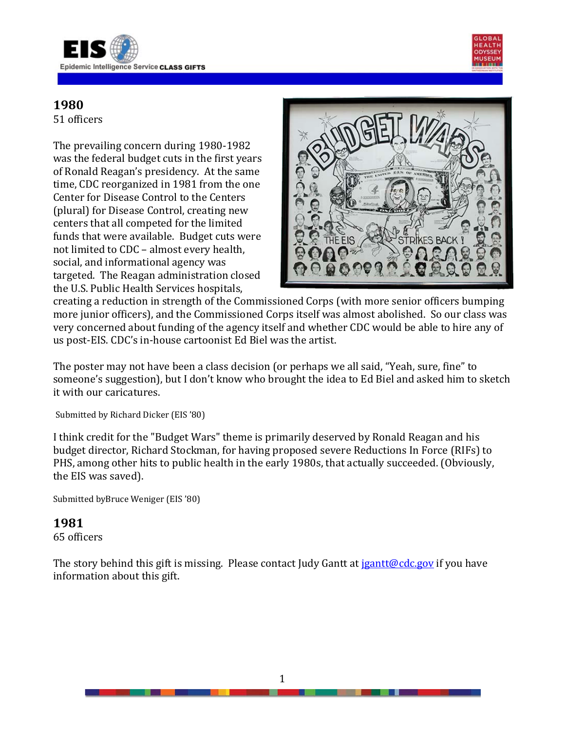## 1980

51 officers

The prevailing concern during 1980-1982 was the federal budget cuts in the first years of Ronald Reagan's presidency. At the same time, CDC reorganized in 1981 from the one Center for Disease Control to the Centers (plural) for Disease Control, creating new centers that all competed for the limited funds that were available. Budget cuts were not limited to CDC – almost every health, social, and informational agency was targeted. The Reagan administration closed the U.S. Public Health Services hospitals, creating a reduction in strength of the Commissioned Corps (with more senior officers bumping more junior officers), and the Commissioned Corps itself was almost abolished. So our class was very concerned about funding of the agency itself and whether CDC would be able to hire any of us post-EIS. CDC's in-house cartoonist Ed Biel was the artist.

The poster may not have been a class decision (or perhaps we all said, "Yeah, sure, fine" to someone's suggestion), but I don't know who brought the idea to Ed Biel and asked him to sketch it with our caricatures.

Submitted by Richard Dicker (EIS '80)

I think credit for the "Budget Wars" theme is primarily deserved by Ronald Reagan and his budget director, Richard Stockman, for having proposed severe Reductions In Force (RIFs) to PHS, among other hits to public health in the early 1980s, that actually succeeded. (Obviously, the EIS was saved).

Submitted byBruce Weniger (EIS '80)

## 1981

65 officers

The story behind this gift is missing. Please contact Judy Gantt at [jgantt@cdc.gov](mailto:jgantt@cdc.gov) if you have information about this gift.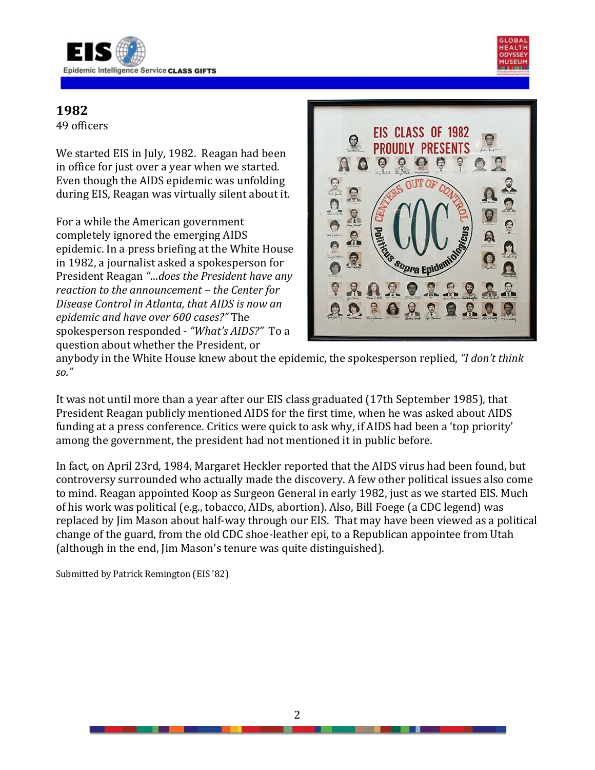## 1982

49 officers

We started EIS in July, 1982. Reagan had been in office for just over a year when we started. Even though the AIDS epidemic was unfolding during EIS, Reagan was virtually silent about it.

For a while the American government completely ignored the emerging AIDS epidemic. In a press briefing at the White House in 1982, a journalist asked a spokesperson for President Reagan *"…does the President have any reaction to the announcement – the Center for Disease Control in Atlanta, that AIDS is now an epidemic and have over 600 cases?"* The spokesperson responded - *"What's AIDS?"* To a question about whether the President, or anybody in the White House knew about the epidemic, the spokesperson replied, *"I don't think so."*

It was not until more than a year after our EIS class graduated (17th September 1985), that President Reagan publicly mentioned AIDS for the first time, when he was asked about AIDS funding at a press conference. Critics were quick to ask why, if AIDS had been a 'top priority' among the government, the president had not mentioned it in public before.

In fact, on April 23rd, 1984, Margaret Heckler reported that the AIDS virus had been found, but controversy surrounded who actually made the discovery. A few other political issues also come to mind. Reagan appointed Koop as Surgeon General in early 1982, just as we started EIS. Much of his work was political (e.g., tobacco, AIDs, abortion). Also, Bill Foege (a CDC legend) was replaced by Jim Mason about half-way through our EIS. That may have been viewed as a political change of the guard, from the old CDC shoe-leather epi, to a Republican appointee from Utah (although in the end, Jim Mason's tenure was quite distinguished).

Submitted by Patrick Remington (EIS '82)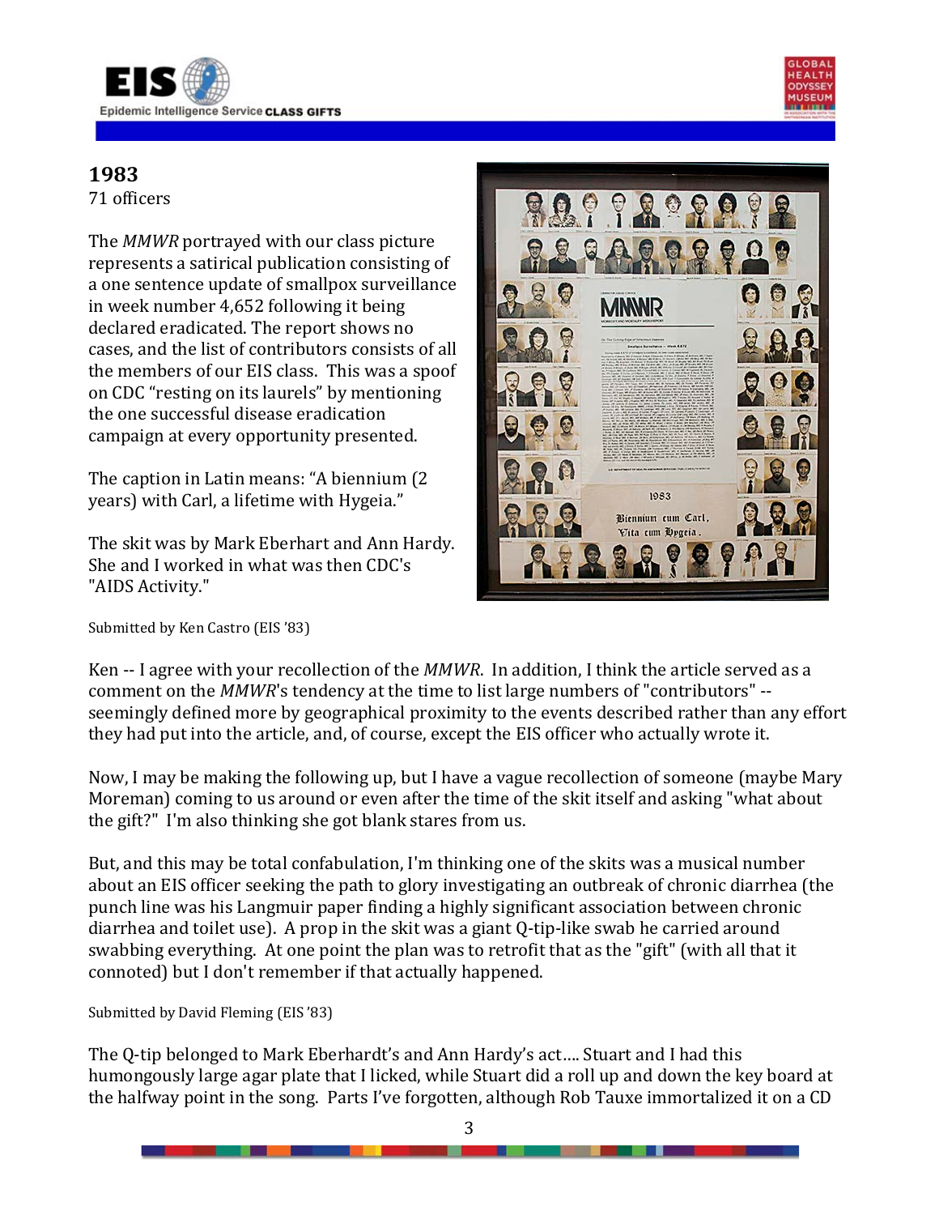## 1983

71 officers

The *MMWR* portrayed with our class picture represents a satirical publication consisting of a one sentence update of smallpox surveillance in week number 4,652 following it being declared eradicated. The report shows no cases, and the list of contributors consists of all the members of our EIS class. This was a spoof on CDC "resting on its laurels" by mentioning the one successful disease eradication campaign at every opportunity presented.

The caption in Latin means: "A biennium (2 years) with Carl, a lifetime with Hygeia."

The skit was by Mark Eberhart and Ann Hardy. She and I worked in what was then CDC's "AIDS Activity."

Submitted by Ken Castro (EIS '83)

Ken -- I agree with your recollection of the *MMWR*. In addition, I think the article served as a comment on the *MMWR*'s tendency at the time to list large numbers of "contributors" -- seemingly defined more by geographical proximity to the events described rather than any effort they had put into the article, and, of course, except the EIS officer who actually wrote it.

Now, I may be making the following up, but I have a vague recollection of someone (maybe Mary Moreman) coming to us around or even after the time of the skit itself and asking "what about the gift?" I'm also thinking she got blank stares from us.

But, and this may be total confabulation, I'm thinking one of the skits was a musical number about an EIS officer seeking the path to glory investigating an outbreak of chronic diarrhea (the punch line was his Langmuir paper finding a highly significant association between chronic diarrhea and toilet use). A prop in the skit was a giant Q-tip-like swab he carried around swabbing everything. At one point the plan was to retrofit that as the "gift" (with all that it connoted) but I don't remember if that actually happened.

Submitted by David Fleming (EIS '83)

The Q-tip belonged to Mark Eberhardt's and Ann Hardy's act…. Stuart and I had this humongously large agar plate that I licked, while Stuart did a roll up and down the key board at the halfway point in the song. Parts I've forgotten, although Rob Tauxe immortalized it on a CD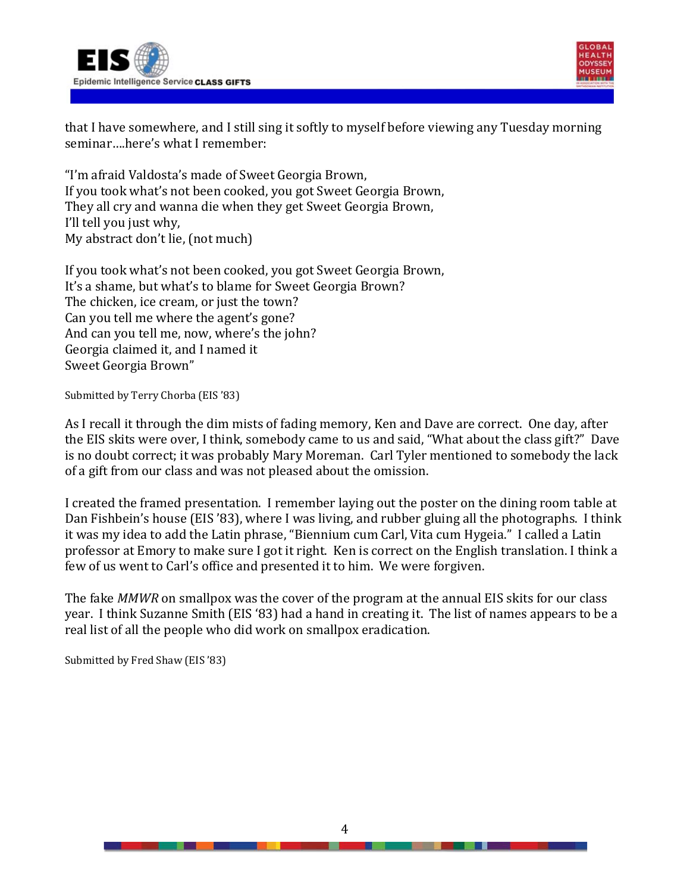that I have somewhere, and I still sing it softly to myself before viewing any Tuesday morning seminar….here's what I remember:

"I'm afraid Valdosta's made of Sweet Georgia Brown,  
If you took what's not been cooked, you got Sweet Georgia Brown,  
They all cry and wanna die when they get Sweet Georgia Brown,  
I'll tell you just why,  
My abstract don't lie, (not much)

If you took what's not been cooked, you got Sweet Georgia Brown,  
It's a shame, but what's to blame for Sweet Georgia Brown?  
The chicken, ice cream, or just the town?  
Can you tell me where the agent's gone?  
And can you tell me, now, where's the john?  
Georgia claimed it, and I named it  
Sweet Georgia Brown"

Submitted by Terry Chorba (EIS '83)

As I recall it through the dim mists of fading memory, Ken and Dave are correct. One day, after the EIS skits were over, I think, somebody came to us and said, "What about the class gift?" Dave is no doubt correct; it was probably Mary Moreman. Carl Tyler mentioned to somebody the lack of a gift from our class and was not pleased about the omission.

I created the framed presentation. I remember laying out the poster on the dining room table at Dan Fishbein's house (EIS '83), where I was living, and rubber gluing all the photographs. I think it was my idea to add the Latin phrase, "Biennium cum Carl, Vita cum Hygeia." I called a Latin professor at Emory to make sure I got it right. Ken is correct on the English translation. I think a few of us went to Carl's office and presented it to him. We were forgiven.

The fake *MMWR* on smallpox was the cover of the program at the annual EIS skits for our class year. I think Suzanne Smith (EIS '83) had a hand in creating it. The list of names appears to be a real list of all the people who did work on smallpox eradication.

Submitted by Fred Shaw (EIS '83)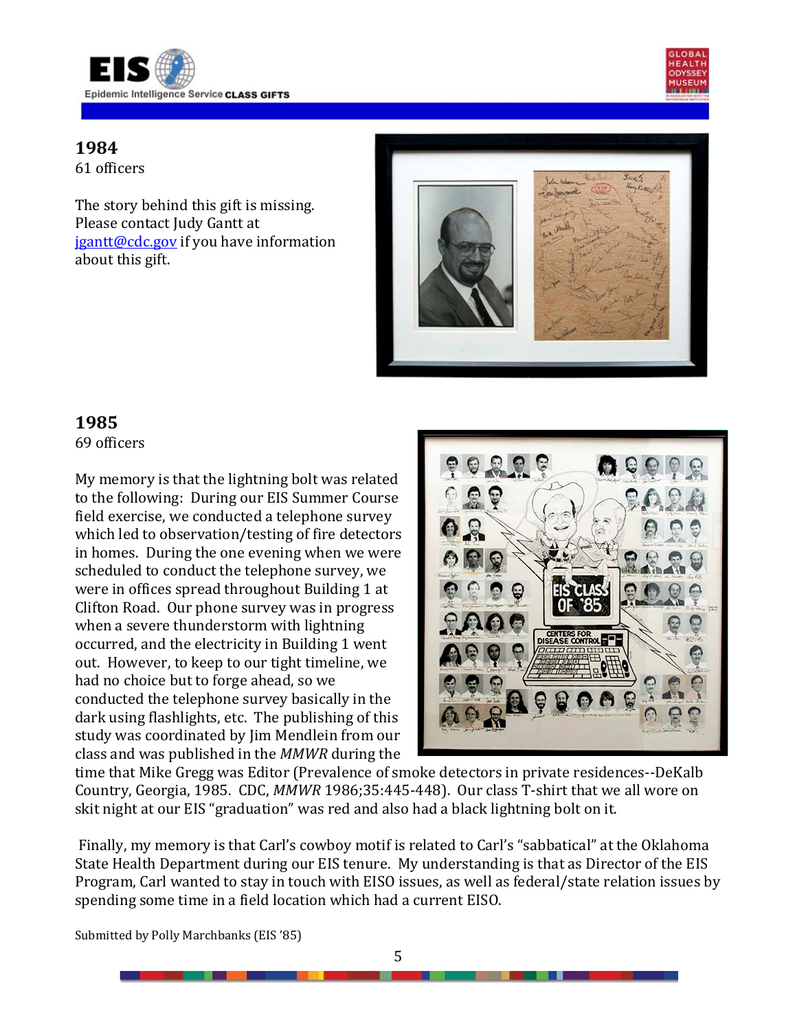## 1984

61 officers

The story behind this gift is missing. Please contact Judy Gantt at jgantt@cdc.gov if you have information about this gift.

## 1985

69 officers

My memory is that the lightning bolt was related to the following: During our EIS Summer Course field exercise, we conducted a telephone survey which led to observation/testing of fire detectors in homes. During the one evening when we were scheduled to conduct the telephone survey, we were in offices spread throughout Building 1 at Clifton Road. Our phone survey was in progress when a severe thunderstorm with lightning occurred, and the electricity in Building 1 went out. However, to keep to our tight timeline, we had no choice but to forge ahead, so we conducted the telephone survey basically in the dark using flashlights, etc. The publishing of this study was coordinated by Jim Mendlein from our class and was published in the *MMWR* during the time that Mike Gregg was Editor (Prevalence of smoke detectors in private residences--DeKalb Country, Georgia, 1985. CDC, *MMWR* 1986;35:445-448). Our class T-shirt that we all wore on skit night at our EIS "graduation" was red and also had a black lightning bolt on it.

Finally, my memory is that Carl's cowboy motif is related to Carl's "sabbatical" at the Oklahoma State Health Department during our EIS tenure. My understanding is that as Director of the EIS Program, Carl wanted to stay in touch with EISO issues, as well as federal/state relation issues by spending some time in a field location which had a current EISO.

Submitted by Polly Marchbanks (EIS '85)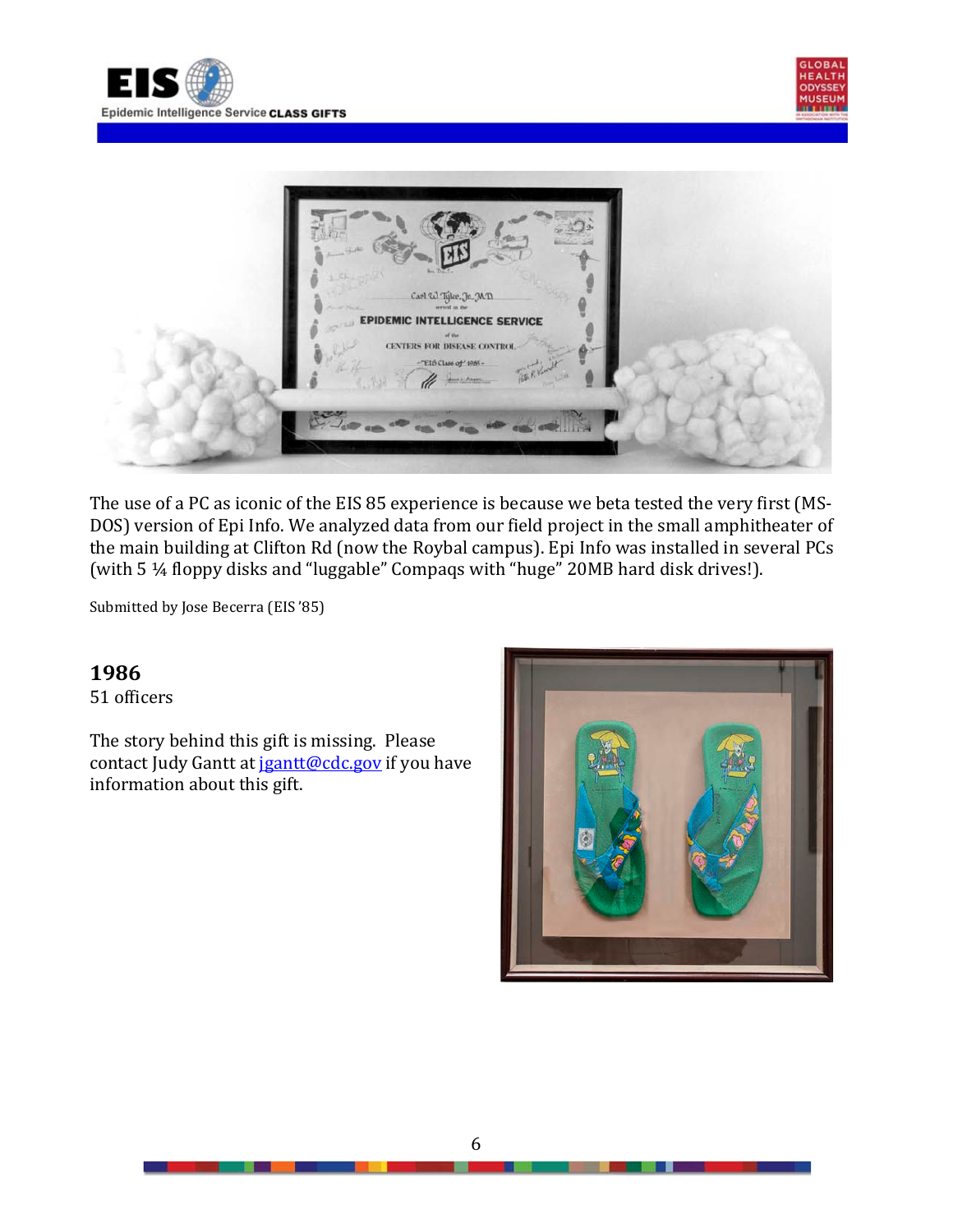The use of a PC as iconic of the EIS 85 experience is because we beta tested the very first (MS-DOS) version of Epi Info. We analyzed data from our field project in the small amphitheater of the main building at Clifton Rd (now the Roybal campus). Epi Info was installed in several PCs (with 5 ¼ floppy disks and "luggable" Compaqs with "huge" 20MB hard disk drives!).

Submitted by Jose Becerra (EIS '85)

## 1986

51 officers

The story behind this gift is missing. Please contact Judy Gantt at [jgantt@cdc.gov](mailto:jgantt@cdc.gov) if you have information about this gift.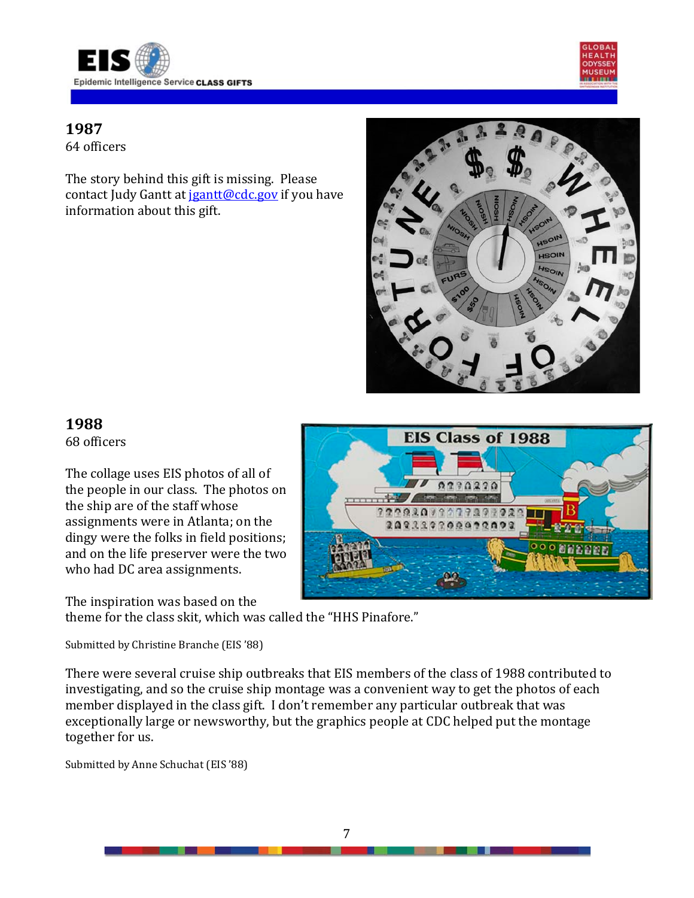## 1987

64 officers

The story behind this gift is missing. Please contact Judy Gantt at [jgantt@cdc.gov](mailto:jgantt@cdc.gov) if you have information about this gift.

## 1988

68 officers

The collage uses EIS photos of all of the people in our class. The photos on the ship are of the staff whose assignments were in Atlanta; on the dingy were the folks in field positions; and on the life preserver were the two who had DC area assignments.

The inspiration was based on the theme for the class skit, which was called the "HHS Pinafore."

Submitted by Christine Branche (EIS '88)

There were several cruise ship outbreaks that EIS members of the class of 1988 contributed to investigating, and so the cruise ship montage was a convenient way to get the photos of each member displayed in the class gift. I don't remember any particular outbreak that was exceptionally large or newsworthy, but the graphics people at CDC helped put the montage together for us.

Submitted by Anne Schuchat (EIS '88)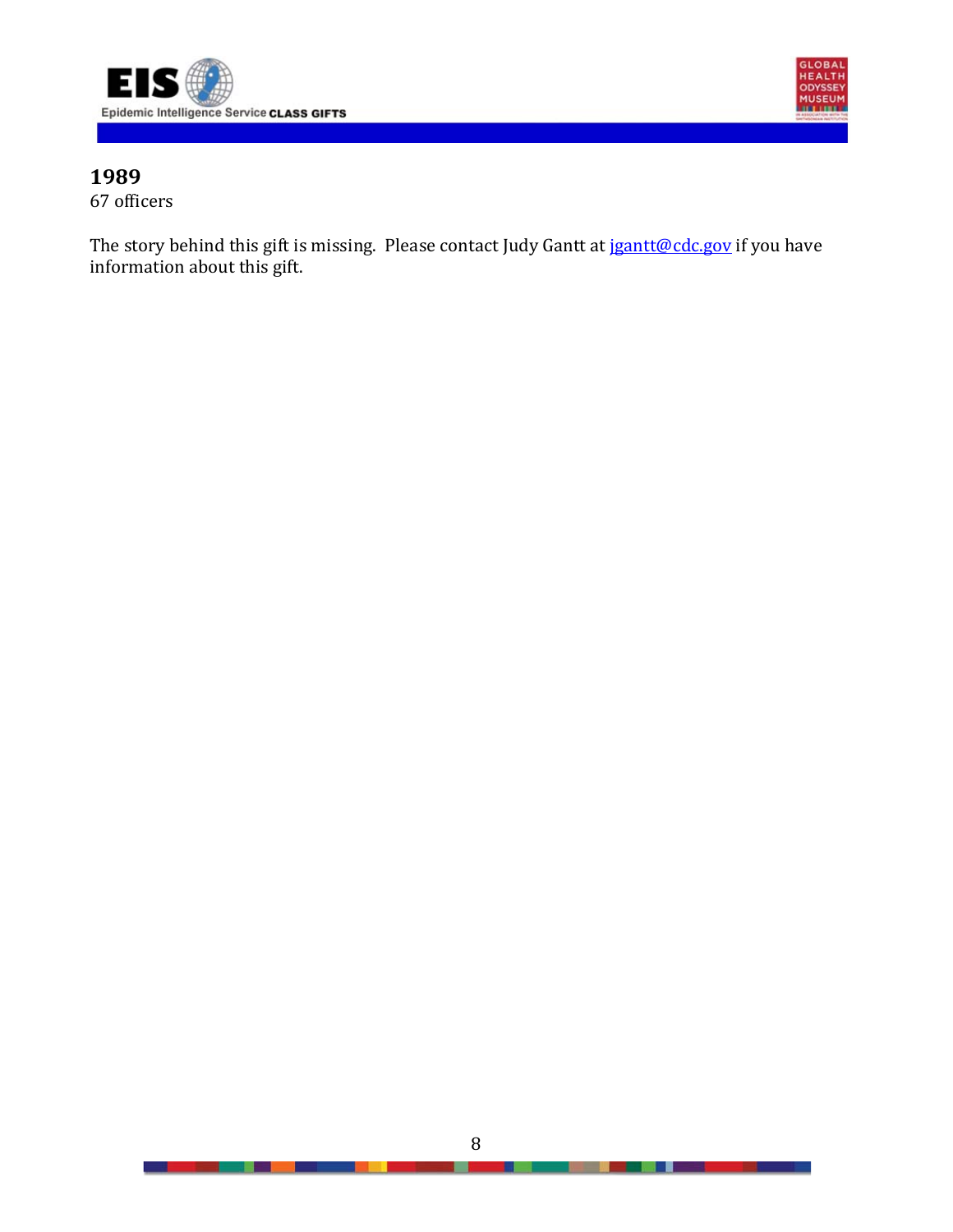## 1989

67 officers

The story behind this gift is missing. Please contact Judy Gantt at jgantt@cdc.gov if you have information about this gift.